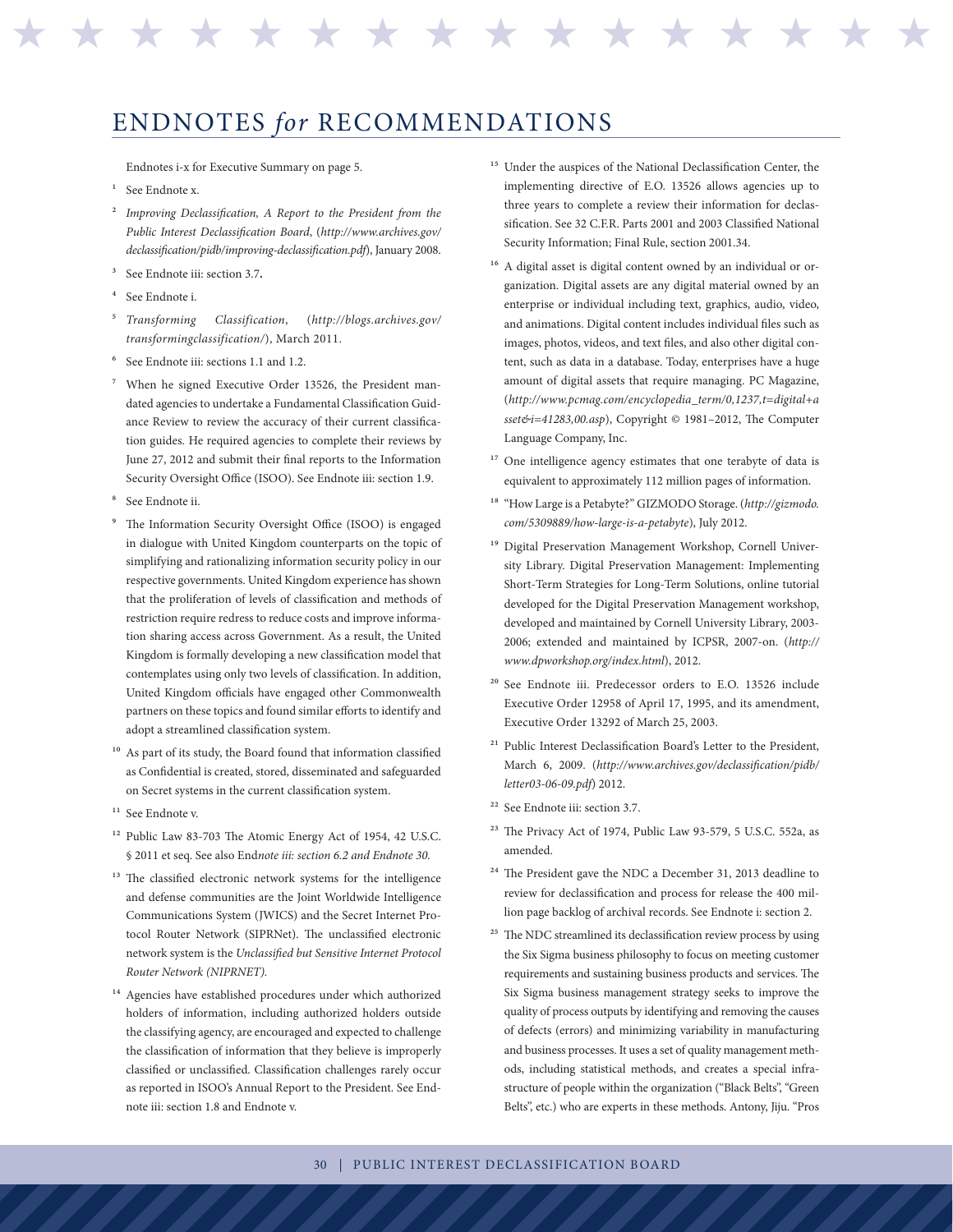# ENDNOTES *for* RECOMMENDATIONS

Endnotes i-x for Executive Summary on page 5.

1. See Endnote x.
2. *Improving Declassification, A Report to the President from the Public Interest Declassification Board*, (*http://www.archives.gov/declassification/pidb/improving-declassification.pdf*), January 2008.
3. See Endnote iii: section 3.7.
4. See Endnote i.
5. *Transforming Classification*, (*http://blogs.archives.gov/transformingclassification/*), March 2011.
6. See Endnote iii: sections 1.1 and 1.2.
7. When he signed Executive Order 13526, the President mandated agencies to undertake a Fundamental Classification Guidance Review to review the accuracy of their current classification guides. He required agencies to complete their reviews by June 27, 2012 and submit their final reports to the Information Security Oversight Office (ISOO). See Endnote iii: section 1.9.
8. See Endnote ii.
9. The Information Security Oversight Office (ISOO) is engaged in dialogue with United Kingdom counterparts on the topic of simplifying and rationalizing information security policy in our respective governments. United Kingdom experience has shown that the proliferation of levels of classification and methods of restriction require redress to reduce costs and improve information sharing access across Government. As a result, the United Kingdom is formally developing a new classification model that contemplates using only two levels of classification. In addition, United Kingdom officials have engaged other Commonwealth partners on these topics and found similar efforts to identify and adopt a streamlined classification system.
10. As part of its study, the Board found that information classified as Confidential is created, stored, disseminated and safeguarded on Secret systems in the current classification system.
11. See Endnote v.
12. Public Law 83-703 The Atomic Energy Act of 1954, 42 U.S.C. § 2011 et seq. See also End*note iii: section 6.2 and Endnote 30.*
13. The classified electronic network systems for the intelligence and defense communities are the Joint Worldwide Intelligence Communications System (JWICS) and the Secret Internet Protocol Router Network (SIPRNet). The unclassified electronic network system is the *Unclassified but Sensitive Internet Protocol Router Network (NIPRNET).*
14. Agencies have established procedures under which authorized holders of information, including authorized holders outside the classifying agency, are encouraged and expected to challenge the classification of information that they believe is improperly classified or unclassified. Classification challenges rarely occur as reported in ISOO's Annual Report to the President. See Endnote iii: section 1.8 and Endnote v.
15. Under the auspices of the National Declassification Center, the implementing directive of E.O. 13526 allows agencies up to three years to complete a review their information for declassification. See 32 C.F.R. Parts 2001 and 2003 Classified National Security Information; Final Rule, section 2001.34.
16. A digital asset is digital content owned by an individual or organization. Digital assets are any digital material owned by an enterprise or individual including text, graphics, audio, video, and animations. Digital content includes individual files such as images, photos, videos, and text files, and also other digital content, such as data in a database. Today, enterprises have a huge amount of digital assets that require managing. PC Magazine, (*http://www.pcmag.com/encyclopedia_term/0,1237,t=digital+asset&i=41283,00.asp*), Copyright © 1981–2012, The Computer Language Company, Inc.
17. One intelligence agency estimates that one terabyte of data is equivalent to approximately 112 million pages of information.
18. "How Large is a Petabyte?" GIZMODO Storage. (*http://gizmodo.com/5309889/how-large-is-a-petabyte*), July 2012.
19. Digital Preservation Management Workshop, Cornell University Library. Digital Preservation Management: Implementing Short-Term Strategies for Long-Term Solutions, online tutorial developed for the Digital Preservation Management workshop, developed and maintained by Cornell University Library, 2003-2006; extended and maintained by ICPSR, 2007-on. (*http://www.dpworkshop.org/index.html*), 2012.
20. See Endnote iii. Predecessor orders to E.O. 13526 include Executive Order 12958 of April 17, 1995, and its amendment, Executive Order 13292 of March 25, 2003.
21. Public Interest Declassification Board's Letter to the President, March 6, 2009. (*http://www.archives.gov/declassification/pidb/letter03-06-09.pdf*) 2012.
22. See Endnote iii: section 3.7.
23. The Privacy Act of 1974, Public Law 93-579, 5 U.S.C. 552a, as amended.
24. The President gave the NDC a December 31, 2013 deadline to review for declassification and process for release the 400 million page backlog of archival records. See Endnote i: section 2.
25. The NDC streamlined its declassification review process by using the Six Sigma business philosophy to focus on meeting customer requirements and sustaining business products and services. The Six Sigma business management strategy seeks to improve the quality of process outputs by identifying and removing the causes of defects (errors) and minimizing variability in manufacturing and business processes. It uses a set of quality management methods, including statistical methods, and creates a special infrastructure of people within the organization ("Black Belts", "Green Belts", etc.) who are experts in these methods. Antony, Jiju. "Pros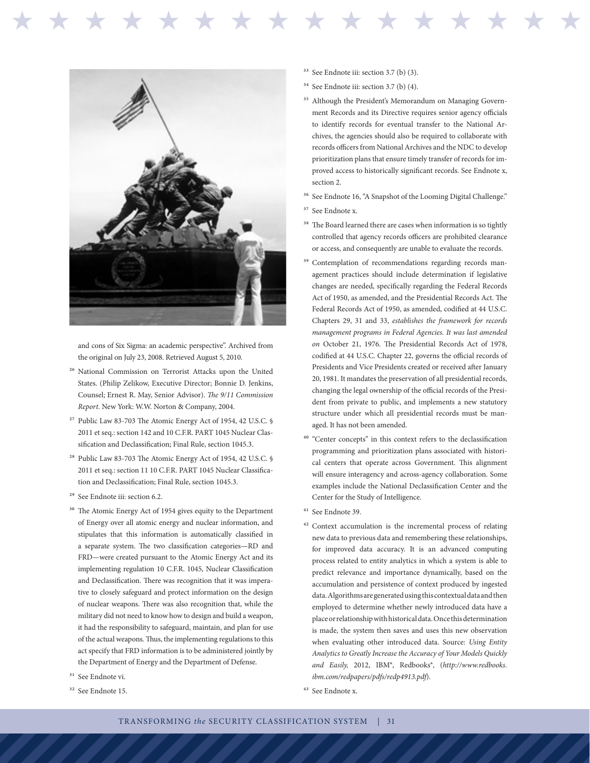and cons of Six Sigma: an academic perspective". Archived from the original on July 23, 2008. Retrieved August 5, 2010.

[26] National Commission on Terrorist Attacks upon the United States. (Philip Zelikow, Executive Director; Bonnie D. Jenkins, Counsel; Ernest R. May, Senior Advisor). *The 9/11 Commission Report*. New York: W.W. Norton & Company, 2004.

[27] Public Law 83-703 The Atomic Energy Act of 1954, 42 U.S.C. § 2011 et seq.: section 142 and 10 C.F.R. PART 1045 Nuclear Classification and Declassification; Final Rule, section 1045.3.

[28] Public Law 83-703 The Atomic Energy Act of 1954, 42 U.S.C. § 2011 et seq.: section 11 10 C.F.R. PART 1045 Nuclear Classification and Declassification; Final Rule, section 1045.3.

[29] See Endnote iii: section 6.2.

[30] The Atomic Energy Act of 1954 gives equity to the Department of Energy over all atomic energy and nuclear information, and stipulates that this information is automatically classified in a separate system. The two classification categories—RD and FRD—were created pursuant to the Atomic Energy Act and its implementing regulation 10 C.F.R. 1045, Nuclear Classification and Declassification. There was recognition that it was imperative to closely safeguard and protect information on the design of nuclear weapons. There was also recognition that, while the military did not need to know how to design and build a weapon, it had the responsibility to safeguard, maintain, and plan for use of the actual weapons. Thus, the implementing regulations to this act specify that FRD information is to be administered jointly by the Department of Energy and the Department of Defense.

[31] See Endnote vi.

[32] See Endnote 15.

[33] See Endnote iii: section 3.7 (b) (3).

[34] See Endnote iii: section 3.7 (b) (4).

[35] Although the President's Memorandum on Managing Government Records and its Directive requires senior agency officials to identify records for eventual transfer to the National Archives, the agencies should also be required to collaborate with records officers from National Archives and the NDC to develop prioritization plans that ensure timely transfer of records for improved access to historically significant records. See Endnote x, section 2.

[36] See Endnote 16, "A Snapshot of the Looming Digital Challenge."

[37] See Endnote x.

[38] The Board learned there are cases when information is so tightly controlled that agency records officers are prohibited clearance or access, and consequently are unable to evaluate the records.

[39] Contemplation of recommendations regarding records management practices should include determination if legislative changes are needed, specifically regarding the Federal Records Act of 1950, as amended, and the Presidential Records Act. The Federal Records Act of 1950, as amended, codified at 44 U.S.C. Chapters 29, 31 and 33, *establishes the framework for records management programs in Federal Agencies. It was last amended on* October 21, 1976. The Presidential Records Act of 1978, codified at 44 U.S.C. Chapter 22, governs the official records of Presidents and Vice Presidents created or received after January 20, 1981. It mandates the preservation of all presidential records, changing the legal ownership of the official records of the President from private to public, and implements a new statutory structure under which all presidential records must be managed. It has not been amended.

[40] "Center concepts" in this context refers to the declassification programming and prioritization plans associated with historical centers that operate across Government. This alignment will ensure interagency and across-agency collaboration. Some examples include the National Declassification Center and the Center for the Study of Intelligence.

[41] See Endnote 39.

[42] Context accumulation is the incremental process of relating new data to previous data and remembering these relationships, for improved data accuracy. It is an advanced computing process related to entity analytics in which a system is able to predict relevance and importance dynamically, based on the accumulation and persistence of context produced by ingested data. Algorithms are generated using this contextual data and then employed to determine whether newly introduced data have a place or relationship with historical data. Once this determination is made, the system then saves and uses this new observation when evaluating other introduced data. Source: *Using Entity Analytics to Greatly Increase the Accuracy of Your Models Quickly and Easily,* 2012, IBM®, Redbooks®, (*http://www.redbooks.ibm.com/redpapers/pdfs/redp4913.pdf*).

[43] See Endnote x.